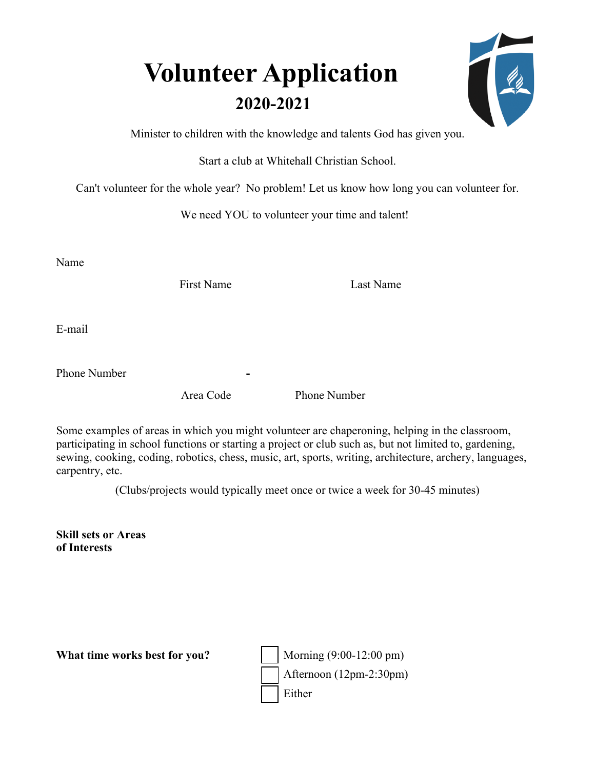# Volunteer Application

## 2020-2021

Minister to children with the knowledge and talents God has given you.

Start a club at Whitehall Christian School.

Can't volunteer for the whole year? No problem! Let us know how long you can volunteer for.

We need YOU to volunteer your time and talent!

Name

First Name Last Name

E-mail

Phone Number -

Area Code Phone Number

Some examples of areas in which you might volunteer are chaperoning, helping in the classroom, participating in school functions or starting a project or club such as, but not limited to, gardening, sewing, cooking, coding, robotics, chess, music, art, sports, writing, architecture, archery, languages, carpentry, etc.

(Clubs/projects would typically meet once or twice a week for 30-45 minutes)

**Skill sets or Areas of Interests**

**What time works best for you?**

- ☐ Morning (9:00-12:00 pm)
- ☐ Afternoon (12pm-2:30pm)
- ☐ Either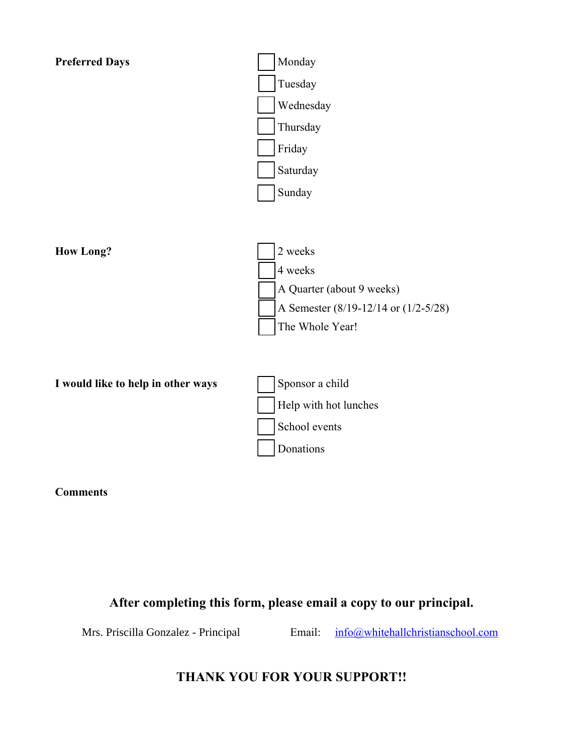**Preferred Days**

- [ ] Monday
- [ ] Tuesday
- [ ] Wednesday
- [ ] Thursday
- [ ] Friday
- [ ] Saturday
- [ ] Sunday

**How Long?**

- [ ] 2 weeks
- [ ] 4 weeks
- [ ] A Quarter (about 9 weeks)
- [ ] A Semester (8/19-12/14 or (1/2-5/28)
- [ ] The Whole Year!

**I would like to help in other ways**

- [ ] Sponsor a child
- [ ] Help with hot lunches
- [ ] School events
- [ ] Donations

**Comments**

**After completing this form, please email a copy to our principal.**

Mrs. Priscilla Gonzalez - Principal Email: info@whitehallchristianschool.com

**THANK YOU FOR YOUR SUPPORT!!**